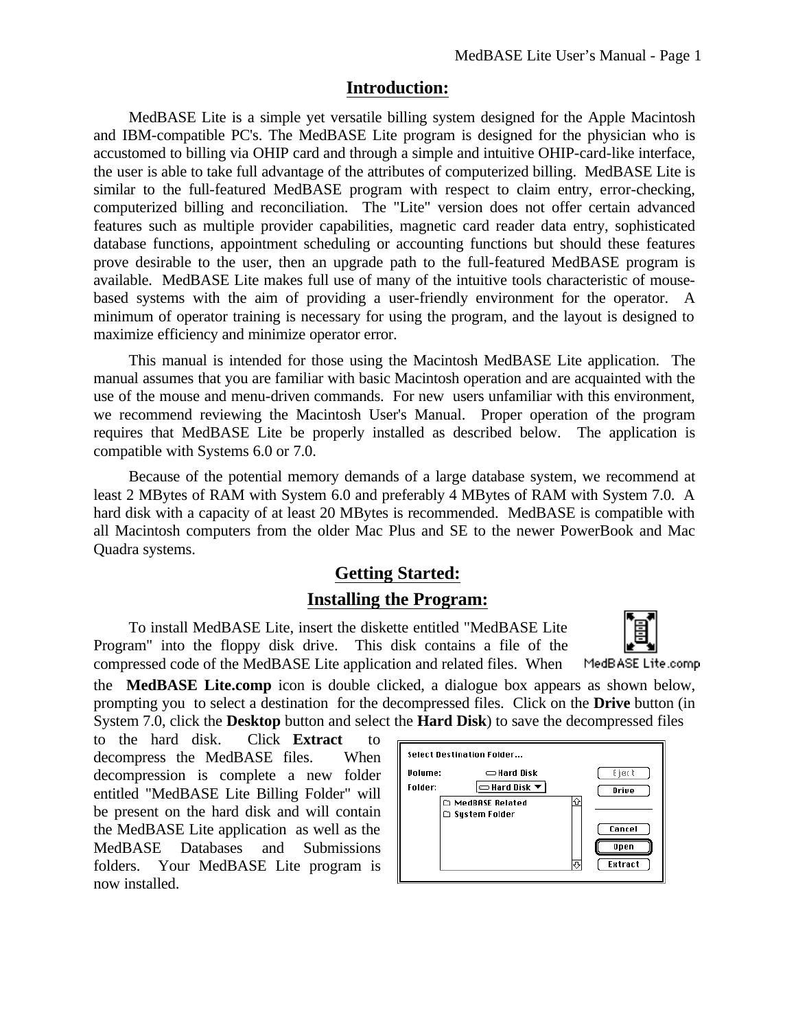## Introduction:

MedBASE Lite is a simple yet versatile billing system designed for the Apple Macintosh and IBM-compatible PC's. The MedBASE Lite program is designed for the physician who is accustomed to billing via OHIP card and through a simple and intuitive OHIP-card-like interface, the user is able to take full advantage of the attributes of computerized billing. MedBASE Lite is similar to the full-featured MedBASE program with respect to claim entry, error-checking, computerized billing and reconciliation. The "Lite" version does not offer certain advanced features such as multiple provider capabilities, magnetic card reader data entry, sophisticated database functions, appointment scheduling or accounting functions but should these features prove desirable to the user, then an upgrade path to the full-featured MedBASE program is available. MedBASE Lite makes full use of many of the intuitive tools characteristic of mouse-based systems with the aim of providing a user-friendly environment for the operator. A minimum of operator training is necessary for using the program, and the layout is designed to maximize efficiency and minimize operator error.

This manual is intended for those using the Macintosh MedBASE Lite application. The manual assumes that you are familiar with basic Macintosh operation and are acquainted with the use of the mouse and menu-driven commands. For new users unfamiliar with this environment, we recommend reviewing the Macintosh User's Manual. Proper operation of the program requires that MedBASE Lite be properly installed as described below. The application is compatible with Systems 6.0 or 7.0.

Because of the potential memory demands of a large database system, we recommend at least 2 MBytes of RAM with System 6.0 and preferably 4 MBytes of RAM with System 7.0. A hard disk with a capacity of at least 20 MBytes is recommended. MedBASE is compatible with all Macintosh computers from the older Mac Plus and SE to the newer PowerBook and Mac Quadra systems.

## Getting Started:

### Installing the Program:

To install MedBASE Lite, insert the diskette entitled "MedBASE Lite Program" into the floppy disk drive. This disk contains a file of the compressed code of the MedBASE Lite application and related files. When the **MedBASE Lite.comp** icon is double clicked, a dialogue box appears as shown below, prompting you to select a destination for the decompressed files. Click on the **Drive** button (in System 7.0, click the **Desktop** button and select the **Hard Disk**) to save the decompressed files to the hard disk. Click **Extract** to decompress the MedBASE files. When decompression is complete a new folder entitled "MedBASE Lite Billing Folder" will be present on the hard disk and will contain the MedBASE Lite application as well as the MedBASE Databases and Submissions folders. Your MedBASE Lite program is now installed.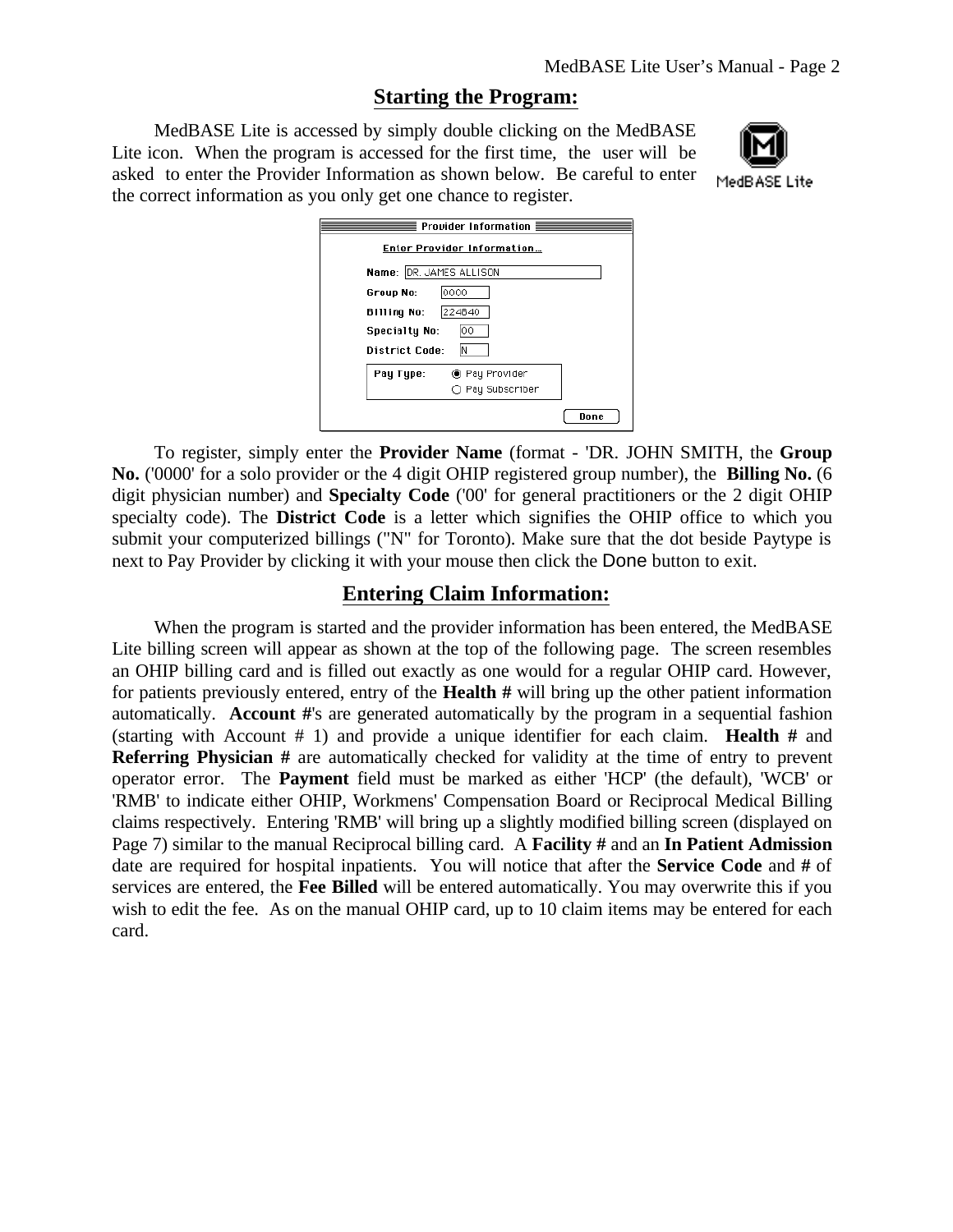## Starting the Program:

MedBASE Lite is accessed by simply double clicking on the MedBASE Lite icon. When the program is accessed for the first time, the user will be asked to enter the Provider Information as shown below. Be careful to enter the correct information as you only get one chance to register.

To register, simply enter the **Provider Name** (format - 'DR. JOHN SMITH, the **Group No.** ('0000' for a solo provider or the 4 digit OHIP registered group number), the **Billing No.** (6 digit physician number) and **Specialty Code** ('00' for general practitioners or the 2 digit OHIP specialty code). The **District Code** is a letter which signifies the OHIP office to which you submit your computerized billings ("N" for Toronto). Make sure that the dot beside Paytype is next to Pay Provider by clicking it with your mouse then click the Done button to exit.

## Entering Claim Information:

When the program is started and the provider information has been entered, the MedBASE Lite billing screen will appear as shown at the top of the following page. The screen resembles an OHIP billing card and is filled out exactly as one would for a regular OHIP card. However, for patients previously entered, entry of the **Health #** will bring up the other patient information automatically. **Account #**'s are generated automatically by the program in a sequential fashion (starting with Account # 1) and provide a unique identifier for each claim. **Health #** and **Referring Physician #** are automatically checked for validity at the time of entry to prevent operator error. The **Payment** field must be marked as either 'HCP' (the default), 'WCB' or 'RMB' to indicate either OHIP, Workmens' Compensation Board or Reciprocal Medical Billing claims respectively. Entering 'RMB' will bring up a slightly modified billing screen (displayed on Page 7) similar to the manual Reciprocal billing card. A **Facility #** and an **In Patient Admission** date are required for hospital inpatients. You will notice that after the **Service Code** and **#** of services are entered, the **Fee Billed** will be entered automatically. You may overwrite this if you wish to edit the fee. As on the manual OHIP card, up to 10 claim items may be entered for each card.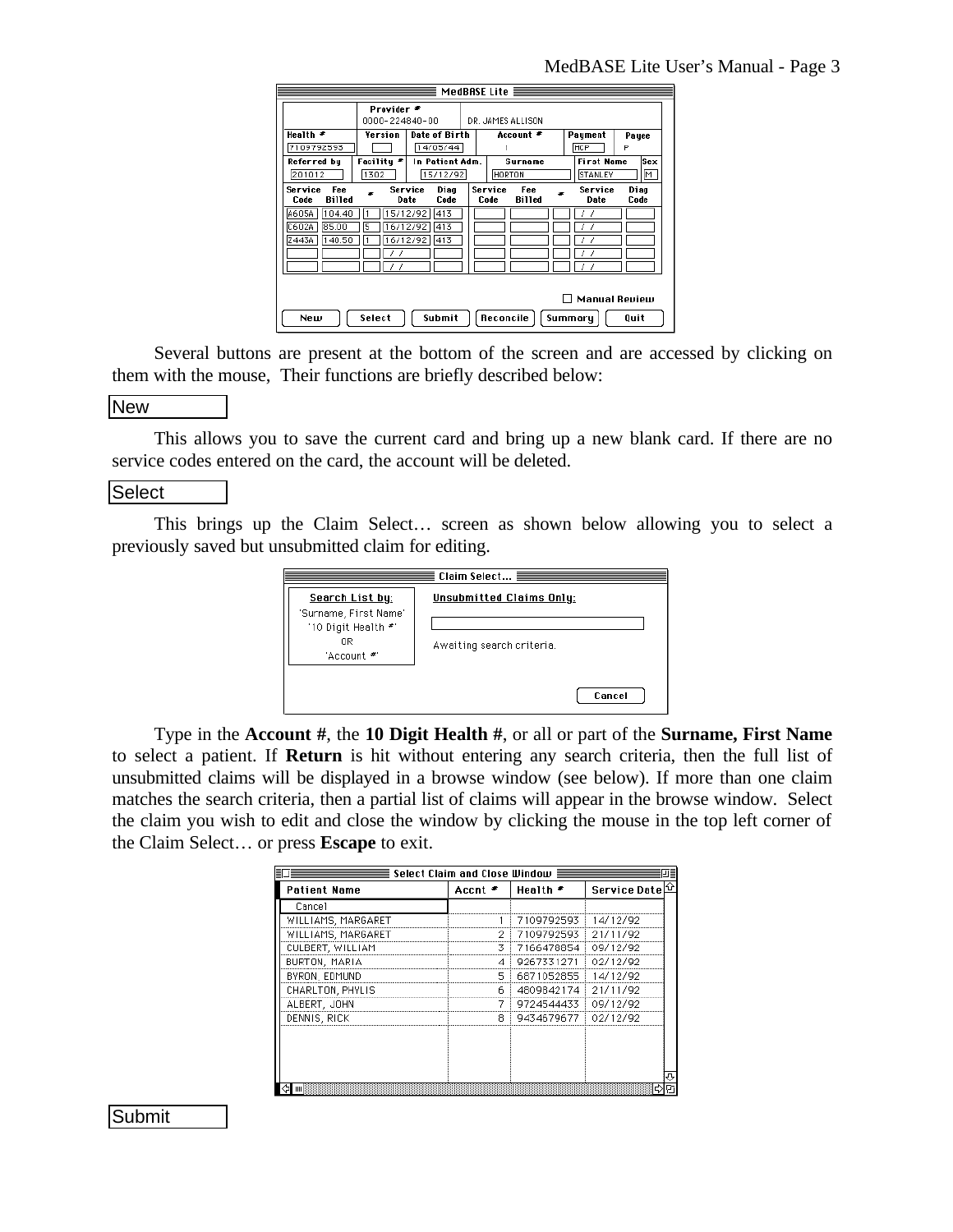Several buttons are present at the bottom of the screen and are accessed by clicking on them with the mouse, Their functions are briefly described below:

New

This allows you to save the current card and bring up a new blank card. If there are no service codes entered on the card, the account will be deleted.

Select

This brings up the Claim Select… screen as shown below allowing you to select a previously saved but unsubmitted claim for editing.

Type in the **Account #**, the **10 Digit Health #**, or all or part of the **Surname, First Name** to select a patient. If **Return** is hit without entering any search criteria, then the full list of unsubmitted claims will be displayed in a browse window (see below). If more than one claim matches the search criteria, then a partial list of claims will appear in the browse window. Select the claim you wish to edit and close the window by clicking the mouse in the top left corner of the Claim Select… or press **Escape** to exit.

Submit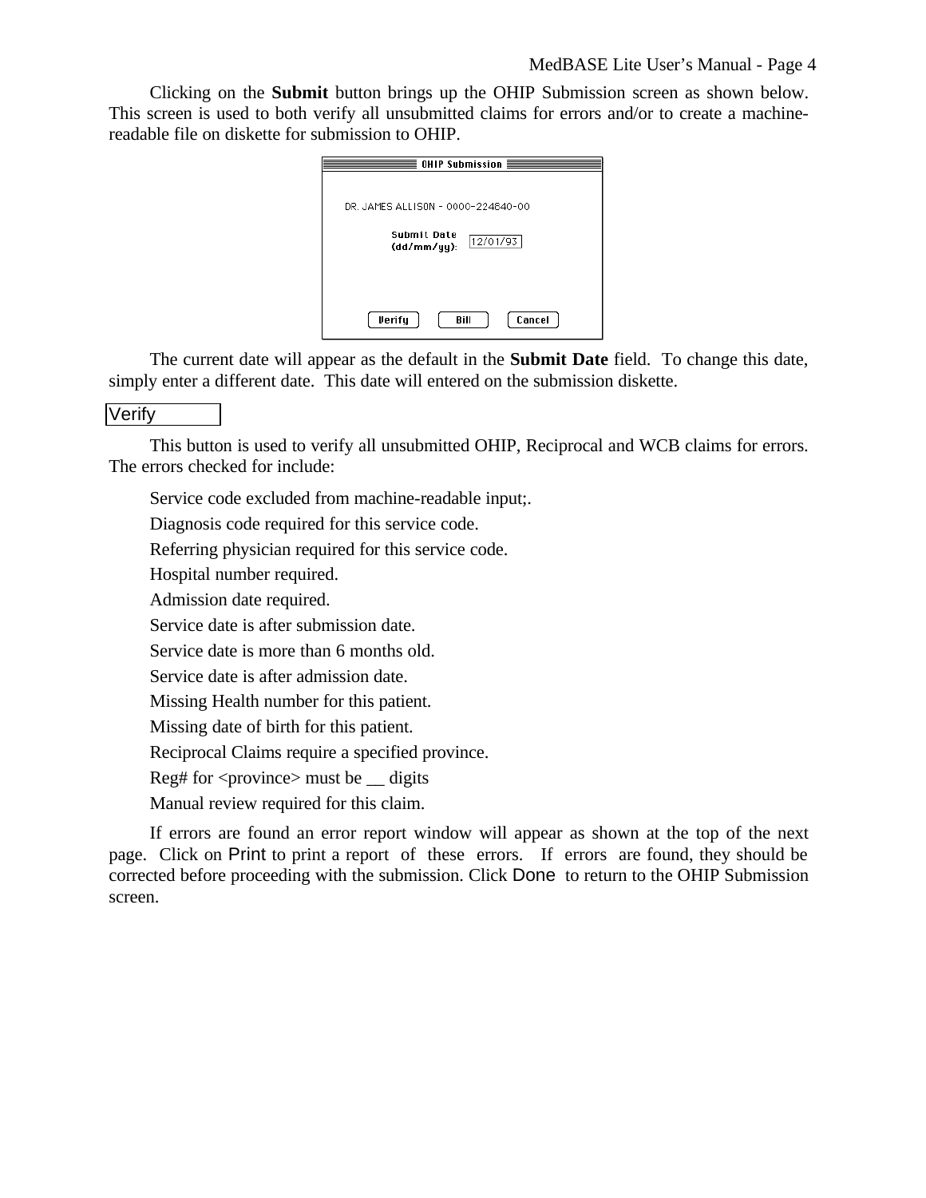Clicking on the **Submit** button brings up the OHIP Submission screen as shown below. This screen is used to both verify all unsubmitted claims for errors and/or to create a machine-readable file on diskette for submission to OHIP.

The current date will appear as the default in the **Submit Date** field. To change this date, simply enter a different date. This date will entered on the submission diskette.

## Verify

This button is used to verify all unsubmitted OHIP, Reciprocal and WCB claims for errors. The errors checked for include:

Service code excluded from machine-readable input;.

Diagnosis code required for this service code.

Referring physician required for this service code.

Hospital number required.

Admission date required.

Service date is after submission date.

Service date is more than 6 months old.

Service date is after admission date.

Missing Health number for this patient.

Missing date of birth for this patient.

Reciprocal Claims require a specified province.

Reg# for <province> must be __ digits

Manual review required for this claim.

If errors are found an error report window will appear as shown at the top of the next page. Click on Print to print a report of these errors. If errors are found, they should be corrected before proceeding with the submission. Click Done to return to the OHIP Submission screen.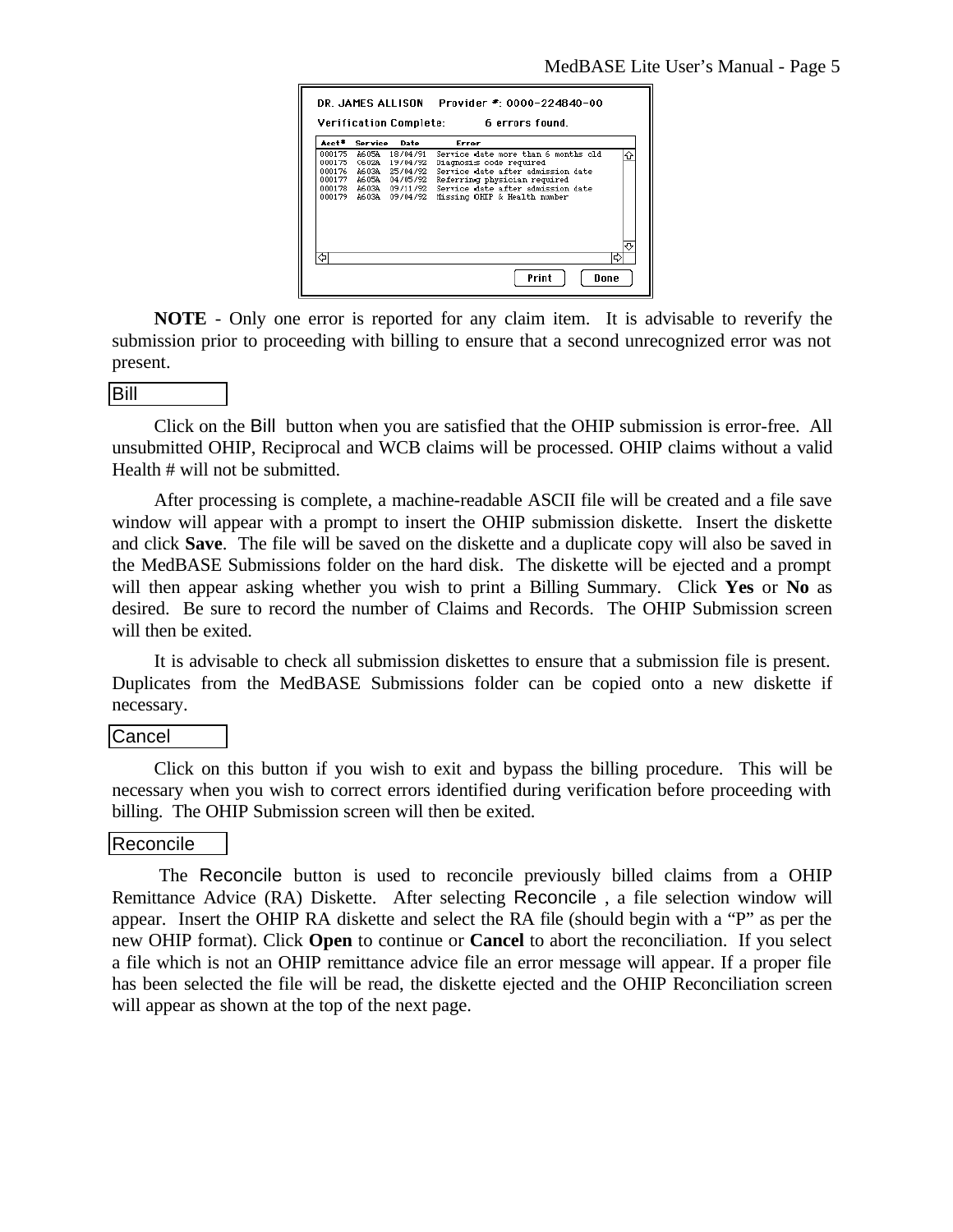DR. JAMES ALLISON    Provider #: 0000-224840-00

Verification Complete:    6 errors found.

| Acct # | Service | Date | Error |
| --- | --- | --- | --- |
| 000175 | A605A | 18/04/91 | Service date more than 6 months old |
| 000175 | C602A | 19/04/92 | Diagnosis code required |
| 000176 | A603A | 25/04/92 | Service date after admission date |
| 000177 | A605A | 04/05/92 | Referring physician required |
| 000178 | A603A | 09/11/92 | Service date after admission date |
| 000179 | A603A | 09/04/92 | Missing OHIP & Health number |

Print    Done

**NOTE** - Only one error is reported for any claim item. It is advisable to reverify the submission prior to proceeding with billing to ensure that a second unrecognized error was not present.

## Bill

Click on the Bill button when you are satisfied that the OHIP submission is error-free. All unsubmitted OHIP, Reciprocal and WCB claims will be processed. OHIP claims without a valid Health # will not be submitted.

After processing is complete, a machine-readable ASCII file will be created and a file save window will appear with a prompt to insert the OHIP submission diskette. Insert the diskette and click **Save**. The file will be saved on the diskette and a duplicate copy will also be saved in the MedBASE Submissions folder on the hard disk. The diskette will be ejected and a prompt will then appear asking whether you wish to print a Billing Summary. Click **Yes** or **No** as desired. Be sure to record the number of Claims and Records. The OHIP Submission screen will then be exited.

It is advisable to check all submission diskettes to ensure that a submission file is present. Duplicates from the MedBASE Submissions folder can be copied onto a new diskette if necessary.

## Cancel

Click on this button if you wish to exit and bypass the billing procedure. This will be necessary when you wish to correct errors identified during verification before proceeding with billing. The OHIP Submission screen will then be exited.

## Reconcile

The Reconcile button is used to reconcile previously billed claims from a OHIP Remittance Advice (RA) Diskette. After selecting Reconcile , a file selection window will appear. Insert the OHIP RA diskette and select the RA file (should begin with a "P" as per the new OHIP format). Click **Open** to continue or **Cancel** to abort the reconciliation. If you select a file which is not an OHIP remittance advice file an error message will appear. If a proper file has been selected the file will be read, the diskette ejected and the OHIP Reconciliation screen will appear as shown at the top of the next page.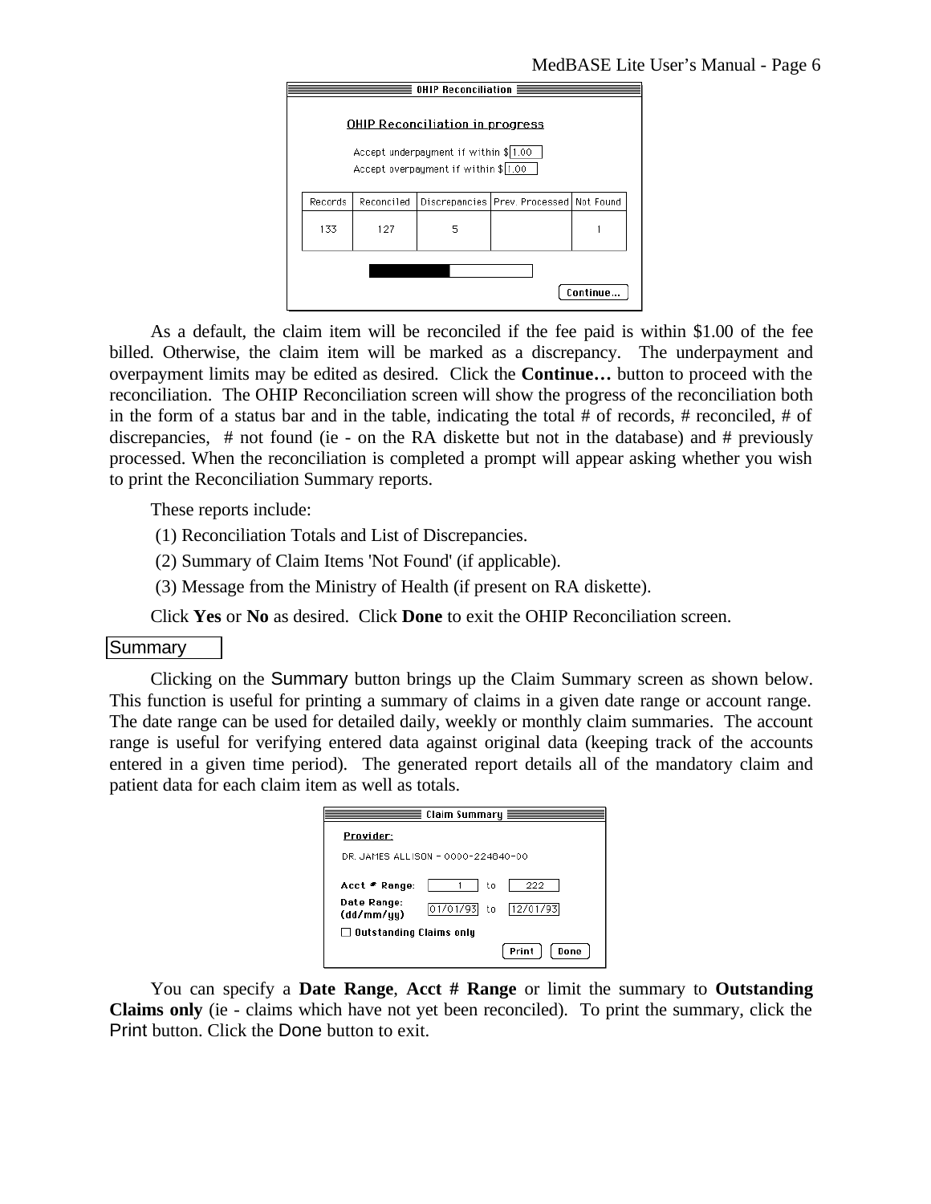**OHIP Reconciliation**

OHIP Reconciliation in progress

Accept underpayment if within $ 1.00

Accept overpayment if within $ 1.00

| Records | Reconciled | Discrepancies | Prev. Processed | Not Found |
|---|---|---|---|---|
| 133 | 127 | 5 | | 1 |

Continue...

As a default, the claim item will be reconciled if the fee paid is within $1.00 of the fee billed. Otherwise, the claim item will be marked as a discrepancy. The underpayment and overpayment limits may be edited as desired. Click the **Continue…** button to proceed with the reconciliation. The OHIP Reconciliation screen will show the progress of the reconciliation both in the form of a status bar and in the table, indicating the total # of records, # reconciled, # of discrepancies, # not found (ie - on the RA diskette but not in the database) and # previously processed. When the reconciliation is completed a prompt will appear asking whether you wish to print the Reconciliation Summary reports.

These reports include:

(1) Reconciliation Totals and List of Discrepancies.

(2) Summary of Claim Items 'Not Found' (if applicable).

(3) Message from the Ministry of Health (if present on RA diskette).

Click **Yes** or **No** as desired. Click **Done** to exit the OHIP Reconciliation screen.

## Summary

Clicking on the Summary button brings up the Claim Summary screen as shown below. This function is useful for printing a summary of claims in a given date range or account range. The date range can be used for detailed daily, weekly or monthly claim summaries. The account range is useful for verifying entered data against original data (keeping track of the accounts entered in a given time period). The generated report details all of the mandatory claim and patient data for each claim item as well as totals.

**Claim Summary**

Provider:

DR. JAMES ALLISON - 0000-224840-00

Acct # Range: 1 to 222

Date Range: (dd/mm/yy) 01/01/93 to 12/01/93

☐ Outstanding Claims only

Print Done

You can specify a **Date Range**, **Acct # Range** or limit the summary to **Outstanding Claims only** (ie - claims which have not yet been reconciled). To print the summary, click the Print button. Click the Done button to exit.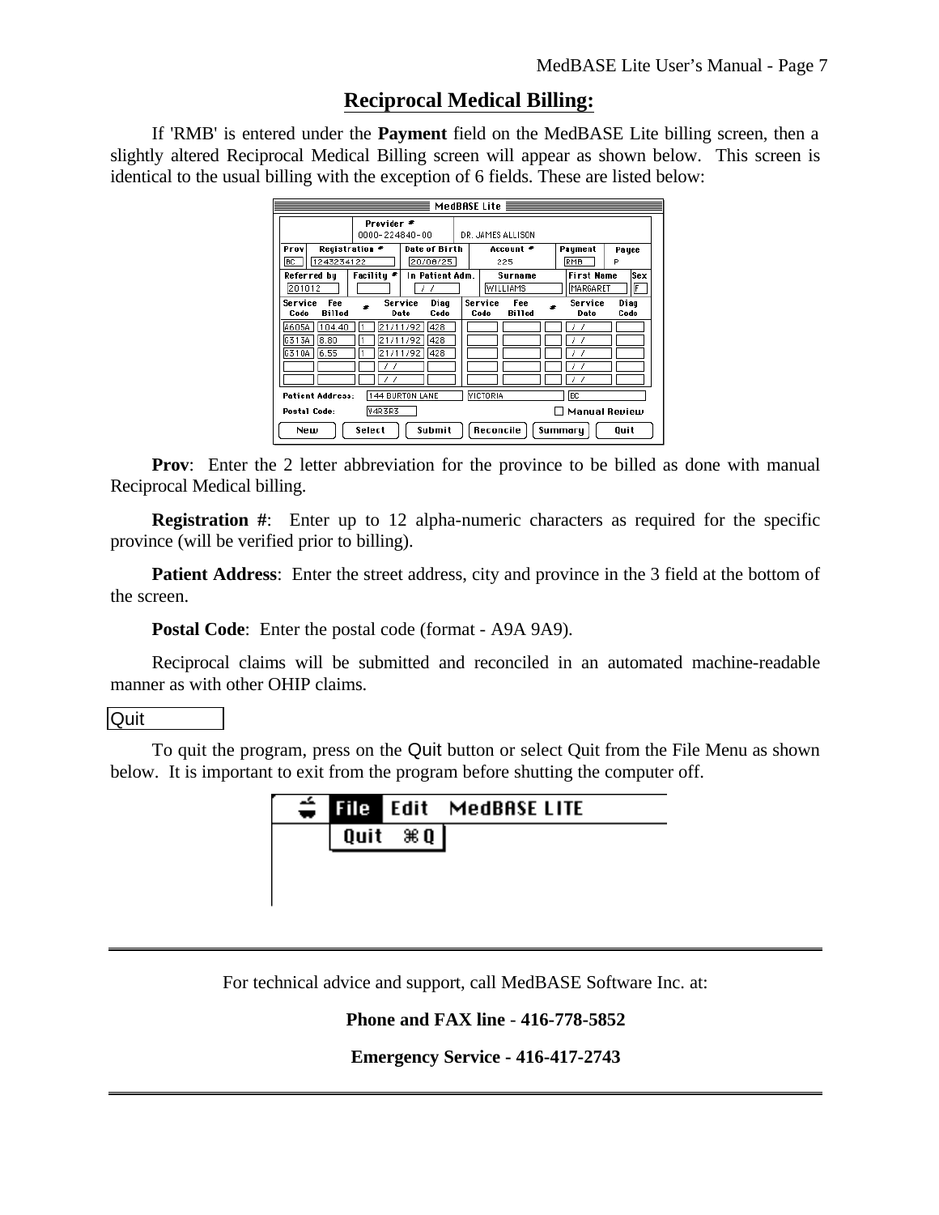## Reciprocal Medical Billing:

If 'RMB' is entered under the **Payment** field on the MedBASE Lite billing screen, then a slightly altered Reciprocal Medical Billing screen will appear as shown below. This screen is identical to the usual billing with the exception of 6 fields. These are listed below:

**Prov**: Enter the 2 letter abbreviation for the province to be billed as done with manual Reciprocal Medical billing.

**Registration #**: Enter up to 12 alpha-numeric characters as required for the specific province (will be verified prior to billing).

**Patient Address**: Enter the street address, city and province in the 3 field at the bottom of the screen.

**Postal Code**: Enter the postal code (format - A9A 9A9).

Reciprocal claims will be submitted and reconciled in an automated machine-readable manner as with other OHIP claims.

Quit

To quit the program, press on the Quit button or select Quit from the File Menu as shown below. It is important to exit from the program before shutting the computer off.

---

For technical advice and support, call MedBASE Software Inc. at:

**Phone and FAX line - 416-778-5852**

**Emergency Service - 416-417-2743**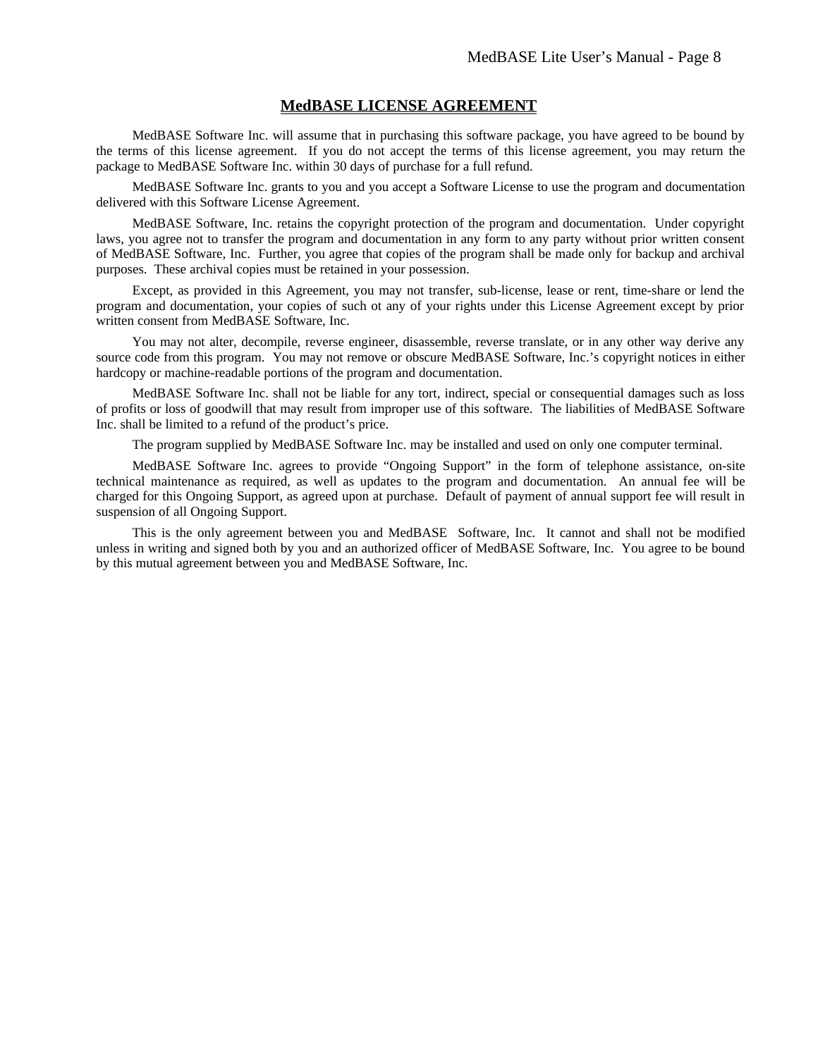## MedBASE LICENSE AGREEMENT

MedBASE Software Inc. will assume that in purchasing this software package, you have agreed to be bound by the terms of this license agreement. If you do not accept the terms of this license agreement, you may return the package to MedBASE Software Inc. within 30 days of purchase for a full refund.

MedBASE Software Inc. grants to you and you accept a Software License to use the program and documentation delivered with this Software License Agreement.

MedBASE Software, Inc. retains the copyright protection of the program and documentation. Under copyright laws, you agree not to transfer the program and documentation in any form to any party without prior written consent of MedBASE Software, Inc. Further, you agree that copies of the program shall be made only for backup and archival purposes. These archival copies must be retained in your possession.

Except, as provided in this Agreement, you may not transfer, sub-license, lease or rent, time-share or lend the program and documentation, your copies of such ot any of your rights under this License Agreement except by prior written consent from MedBASE Software, Inc.

You may not alter, decompile, reverse engineer, disassemble, reverse translate, or in any other way derive any source code from this program. You may not remove or obscure MedBASE Software, Inc.'s copyright notices in either hardcopy or machine-readable portions of the program and documentation.

MedBASE Software Inc. shall not be liable for any tort, indirect, special or consequential damages such as loss of profits or loss of goodwill that may result from improper use of this software. The liabilities of MedBASE Software Inc. shall be limited to a refund of the product's price.

The program supplied by MedBASE Software Inc. may be installed and used on only one computer terminal.

MedBASE Software Inc. agrees to provide "Ongoing Support" in the form of telephone assistance, on-site technical maintenance as required, as well as updates to the program and documentation. An annual fee will be charged for this Ongoing Support, as agreed upon at purchase. Default of payment of annual support fee will result in suspension of all Ongoing Support.

This is the only agreement between you and MedBASE Software, Inc. It cannot and shall not be modified unless in writing and signed both by you and an authorized officer of MedBASE Software, Inc. You agree to be bound by this mutual agreement between you and MedBASE Software, Inc.